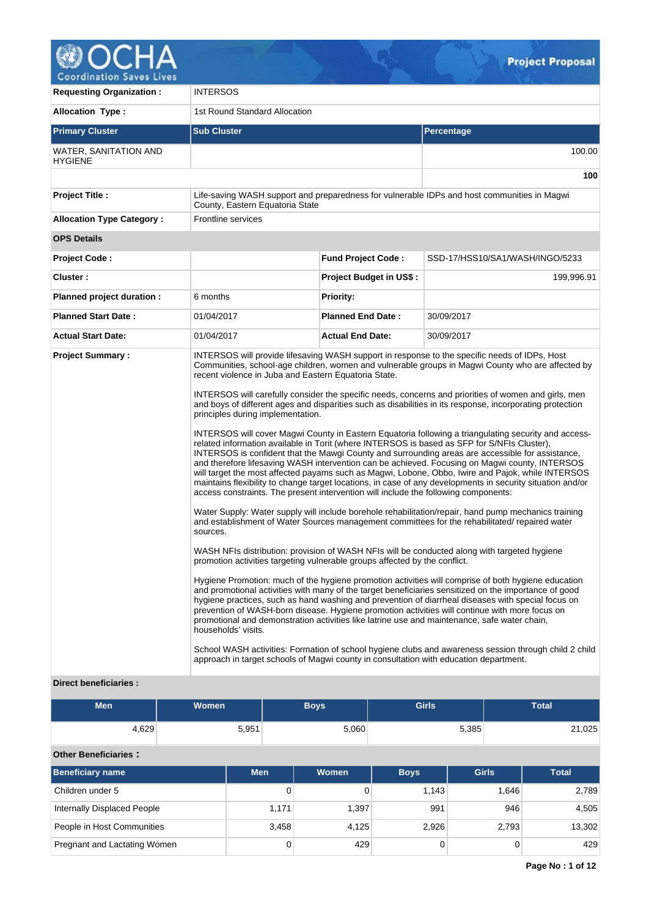# OCHA Coordination Saves Lives — Project Proposal

| | |
|---|---|
| **Requesting Organization :** | INTERSOS |
| **Allocation Type :** | 1st Round Standard Allocation |

| Primary Cluster | Sub Cluster | Percentage |
|---|---|---|
| WATER, SANITATION AND HYGIENE | | 100.00 |
| | | **100** |

| | |
|---|---|
| **Project Title :** | Life-saving WASH support and preparedness for vulnerable IDPs and host communities in Magwi County, Eastern Equatoria State |
| **Allocation Type Category :** | Frontline services |

**OPS Details**

| | | | |
|---|---|---|---|
| **Project Code :** | | **Fund Project Code :** | SSD-17/HSS10/SA1/WASH/INGO/5233 |
| **Cluster :** | | **Project Budget in US$ :** | 199,996.91 |
| **Planned project duration :** | 6 months | **Priority:** | |
| **Planned Start Date :** | 01/04/2017 | **Planned End Date :** | 30/09/2017 |
| **Actual Start Date:** | 01/04/2017 | **Actual End Date:** | 30/09/2017 |

**Project Summary :**

INTERSOS will provide lifesaving WASH support in response to the specific needs of IDPs, Host Communities, school-age children, women and vulnerable groups in Magwi County who are affected by recent violence in Juba and Eastern Equatoria State.

INTERSOS will carefully consider the specific needs, concerns and priorities of women and girls, men and boys of different ages and disparities such as disabilities in its response, incorporating protection principles during implementation.

INTERSOS will cover Magwi County in Eastern Equatoria following a triangulating security and access-related information available in Torit (where INTERSOS is based as SFP for S/NFIs Cluster), INTERSOS is confident that the Mawgi County and surrounding areas are accessible for assistance, and therefore lifesaving WASH intervention can be achieved. Focusing on Magwi county, INTERSOS will target the most affected payams such as Magwi, Lobone, Obbo, Iwire and Pajok, while INTERSOS maintains flexibility to change target locations, in case of any developments in security situation and/or access constraints. The present intervention will include the following components:

Water Supply: Water supply will include borehole rehabilitation/repair, hand pump mechanics training and establishment of Water Sources management committees for the rehabilitated/ repaired water sources.

WASH NFIs distribution: provision of WASH NFIs will be conducted along with targeted hygiene promotion activities targeting vulnerable groups affected by the conflict.

Hygiene Promotion: much of the hygiene promotion activities will comprise of both hygiene education and promotional activities with many of the target beneficiaries sensitized on the importance of good hygiene practices, such as hand washing and prevention of diarrheal diseases with special focus on prevention of WASH-born disease. Hygiene promotion activities will continue with more focus on promotional and demonstration activities like latrine use and maintenance, safe water chain, households' visits.

School WASH activities: Formation of school hygiene clubs and awareness session through child 2 child approach in target schools of Magwi county in consultation with education department.

**Direct beneficiaries :**

| Men | Women | Boys | Girls | Total |
|---|---|---|---|---|
| 4,629 | 5,951 | 5,060 | 5,385 | 21,025 |

**Other Beneficiaries :**

| Beneficiary name | Men | Women | Boys | Girls | Total |
|---|---|---|---|---|---|
| Children under 5 | 0 | 0 | 1,143 | 1,646 | 2,789 |
| Internally Displaced People | 1,171 | 1,397 | 991 | 946 | 4,505 |
| People in Host Communities | 3,458 | 4,125 | 2,926 | 2,793 | 13,302 |
| Pregnant and Lactating Women | 0 | 429 | 0 | 0 | 429 |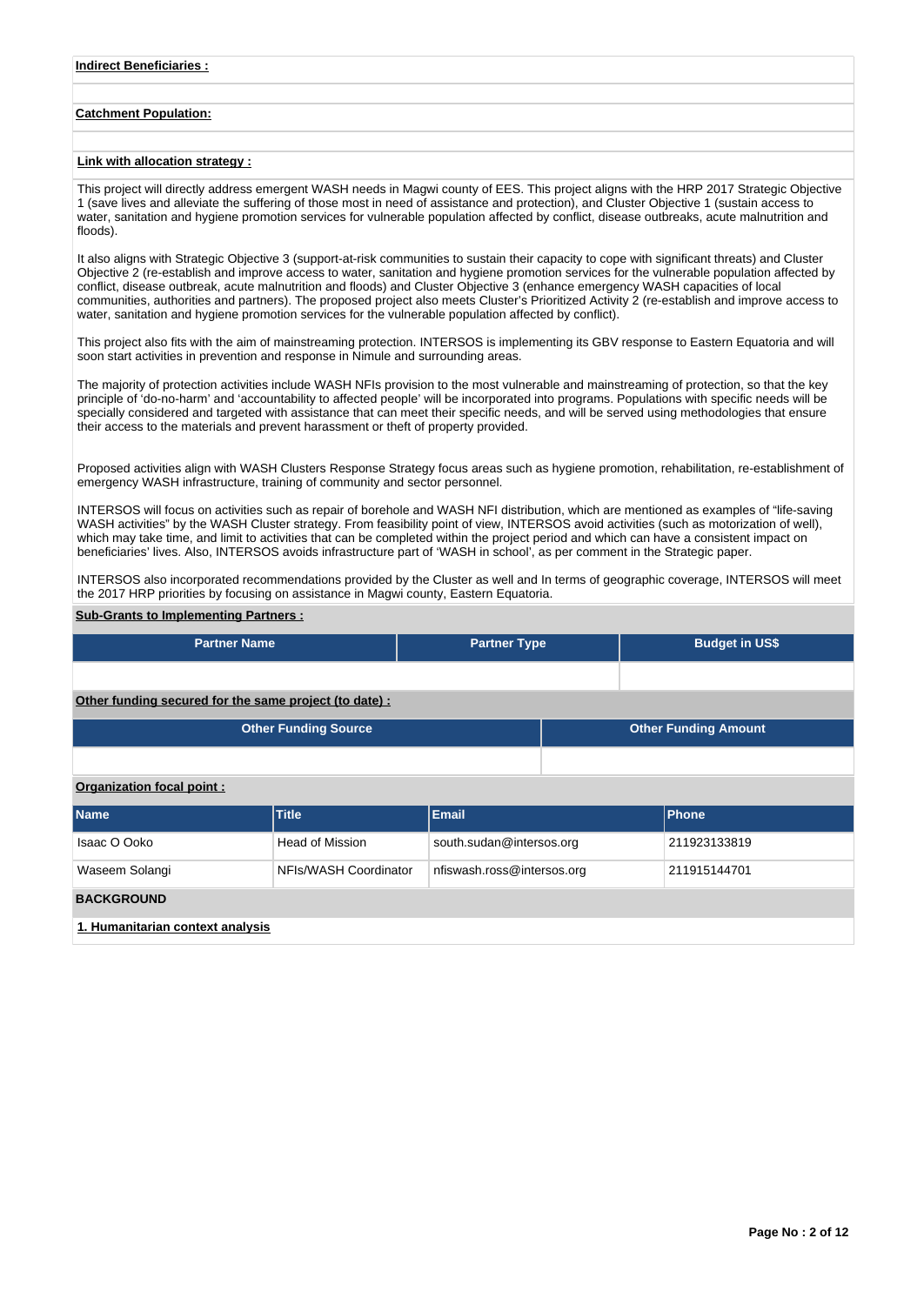**Indirect Beneficiaries :**

**Catchment Population:**

**Link with allocation strategy :**

This project will directly address emergent WASH needs in Magwi county of EES. This project aligns with the HRP 2017 Strategic Objective 1 (save lives and alleviate the suffering of those most in need of assistance and protection), and Cluster Objective 1 (sustain access to water, sanitation and hygiene promotion services for vulnerable population affected by conflict, disease outbreaks, acute malnutrition and floods).

It also aligns with Strategic Objective 3 (support-at-risk communities to sustain their capacity to cope with significant threats) and Cluster Objective 2 (re-establish and improve access to water, sanitation and hygiene promotion services for the vulnerable population affected by conflict, disease outbreak, acute malnutrition and floods) and Cluster Objective 3 (enhance emergency WASH capacities of local communities, authorities and partners). The proposed project also meets Cluster's Prioritized Activity 2 (re-establish and improve access to water, sanitation and hygiene promotion services for the vulnerable population affected by conflict).

This project also fits with the aim of mainstreaming protection. INTERSOS is implementing its GBV response to Eastern Equatoria and will soon start activities in prevention and response in Nimule and surrounding areas.

The majority of protection activities include WASH NFIs provision to the most vulnerable and mainstreaming of protection, so that the key principle of 'do-no-harm' and 'accountability to affected people' will be incorporated into programs. Populations with specific needs will be specially considered and targeted with assistance that can meet their specific needs, and will be served using methodologies that ensure their access to the materials and prevent harassment or theft of property provided.

Proposed activities align with WASH Clusters Response Strategy focus areas such as hygiene promotion, rehabilitation, re-establishment of emergency WASH infrastructure, training of community and sector personnel.

INTERSOS will focus on activities such as repair of borehole and WASH NFI distribution, which are mentioned as examples of "life-saving WASH activities" by the WASH Cluster strategy. From feasibility point of view, INTERSOS avoid activities (such as motorization of well), which may take time, and limit to activities that can be completed within the project period and which can have a consistent impact on beneficiaries' lives. Also, INTERSOS avoids infrastructure part of 'WASH in school', as per comment in the Strategic paper.

INTERSOS also incorporated recommendations provided by the Cluster as well and In terms of geographic coverage, INTERSOS will meet the 2017 HRP priorities by focusing on assistance in Magwi county, Eastern Equatoria.

**Sub-Grants to Implementing Partners :**

| Partner Name | Partner Type | Budget in US$ |
|---|---|---|
| | | |

**Other funding secured for the same project (to date) :**

| Other Funding Source | Other Funding Amount |
|---|---|
| | |

**Organization focal point :**

| Name | Title | Email | Phone |
|---|---|---|---|
| Isaac O Ooko | Head of Mission | south.sudan@intersos.org | 211923133819 |
| Waseem Solangi | NFIs/WASH Coordinator | nfiswash.ross@intersos.org | 211915144701 |

## BACKGROUND

**1. Humanitarian context analysis**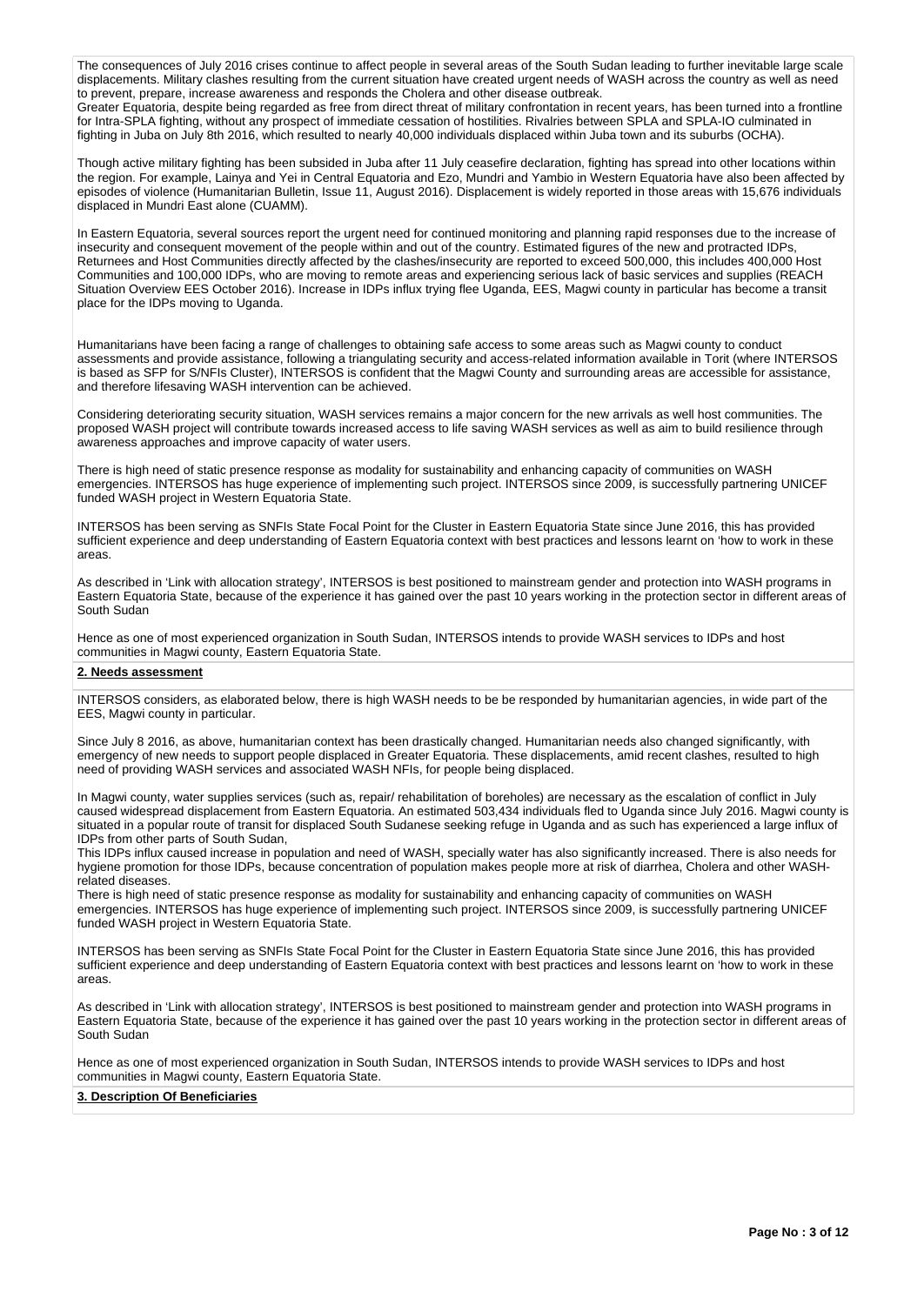The consequences of July 2016 crises continue to affect people in several areas of the South Sudan leading to further inevitable large scale displacements. Military clashes resulting from the current situation have created urgent needs of WASH across the country as well as need to prevent, prepare, increase awareness and responds the Cholera and other disease outbreak.
Greater Equatoria, despite being regarded as free from direct threat of military confrontation in recent years, has been turned into a frontline for Intra-SPLA fighting, without any prospect of immediate cessation of hostilities. Rivalries between SPLA and SPLA-IO culminated in fighting in Juba on July 8th 2016, which resulted to nearly 40,000 individuals displaced within Juba town and its suburbs (OCHA).

Though active military fighting has been subsided in Juba after 11 July ceasefire declaration, fighting has spread into other locations within the region. For example, Lainya and Yei in Central Equatoria and Ezo, Mundri and Yambio in Western Equatoria have also been affected by episodes of violence (Humanitarian Bulletin, Issue 11, August 2016). Displacement is widely reported in those areas with 15,676 individuals displaced in Mundri East alone (CUAMM).

In Eastern Equatoria, several sources report the urgent need for continued monitoring and planning rapid responses due to the increase of insecurity and consequent movement of the people within and out of the country. Estimated figures of the new and protracted IDPs, Returnees and Host Communities directly affected by the clashes/insecurity are reported to exceed 500,000, this includes 400,000 Host Communities and 100,000 IDPs, who are moving to remote areas and experiencing serious lack of basic services and supplies (REACH Situation Overview EES October 2016). Increase in IDPs influx trying flee Uganda, EES, Magwi county in particular has become a transit place for the IDPs moving to Uganda.

Humanitarians have been facing a range of challenges to obtaining safe access to some areas such as Magwi county to conduct assessments and provide assistance, following a triangulating security and access-related information available in Torit (where INTERSOS is based as SFP for S/NFIs Cluster), INTERSOS is confident that the Magwi County and surrounding areas are accessible for assistance, and therefore lifesaving WASH intervention can be achieved.

Considering deteriorating security situation, WASH services remains a major concern for the new arrivals as well host communities. The proposed WASH project will contribute towards increased access to life saving WASH services as well as aim to build resilience through awareness approaches and improve capacity of water users.

There is high need of static presence response as modality for sustainability and enhancing capacity of communities on WASH emergencies. INTERSOS has huge experience of implementing such project. INTERSOS since 2009, is successfully partnering UNICEF funded WASH project in Western Equatoria State.

INTERSOS has been serving as SNFIs State Focal Point for the Cluster in Eastern Equatoria State since June 2016, this has provided sufficient experience and deep understanding of Eastern Equatoria context with best practices and lessons learnt on 'how to work in these areas.

As described in 'Link with allocation strategy', INTERSOS is best positioned to mainstream gender and protection into WASH programs in Eastern Equatoria State, because of the experience it has gained over the past 10 years working in the protection sector in different areas of South Sudan

Hence as one of most experienced organization in South Sudan, INTERSOS intends to provide WASH services to IDPs and host communities in Magwi county, Eastern Equatoria State.

## 2. Needs assessment

INTERSOS considers, as elaborated below, there is high WASH needs to be be responded by humanitarian agencies, in wide part of the EES, Magwi county in particular.

Since July 8 2016, as above, humanitarian context has been drastically changed. Humanitarian needs also changed significantly, with emergency of new needs to support people displaced in Greater Equatoria. These displacements, amid recent clashes, resulted to high need of providing WASH services and associated WASH NFIs, for people being displaced.

In Magwi county, water supplies services (such as, repair/ rehabilitation of boreholes) are necessary as the escalation of conflict in July caused widespread displacement from Eastern Equatoria. An estimated 503,434 individuals fled to Uganda since July 2016. Magwi county is situated in a popular route of transit for displaced South Sudanese seeking refuge in Uganda and as such has experienced a large influx of IDPs from other parts of South Sudan,
This IDPs influx caused increase in population and need of WASH, specially water has also significantly increased. There is also needs for hygiene promotion for those IDPs, because concentration of population makes people more at risk of diarrhea, Cholera and other WASH-related diseases.
There is high need of static presence response as modality for sustainability and enhancing capacity of communities on WASH emergencies. INTERSOS has huge experience of implementing such project. INTERSOS since 2009, is successfully partnering UNICEF funded WASH project in Western Equatoria State.

INTERSOS has been serving as SNFIs State Focal Point for the Cluster in Eastern Equatoria State since June 2016, this has provided sufficient experience and deep understanding of Eastern Equatoria context with best practices and lessons learnt on 'how to work in these areas.

As described in 'Link with allocation strategy', INTERSOS is best positioned to mainstream gender and protection into WASH programs in Eastern Equatoria State, because of the experience it has gained over the past 10 years working in the protection sector in different areas of South Sudan

Hence as one of most experienced organization in South Sudan, INTERSOS intends to provide WASH services to IDPs and host communities in Magwi county, Eastern Equatoria State.

## 3. Description Of Beneficiaries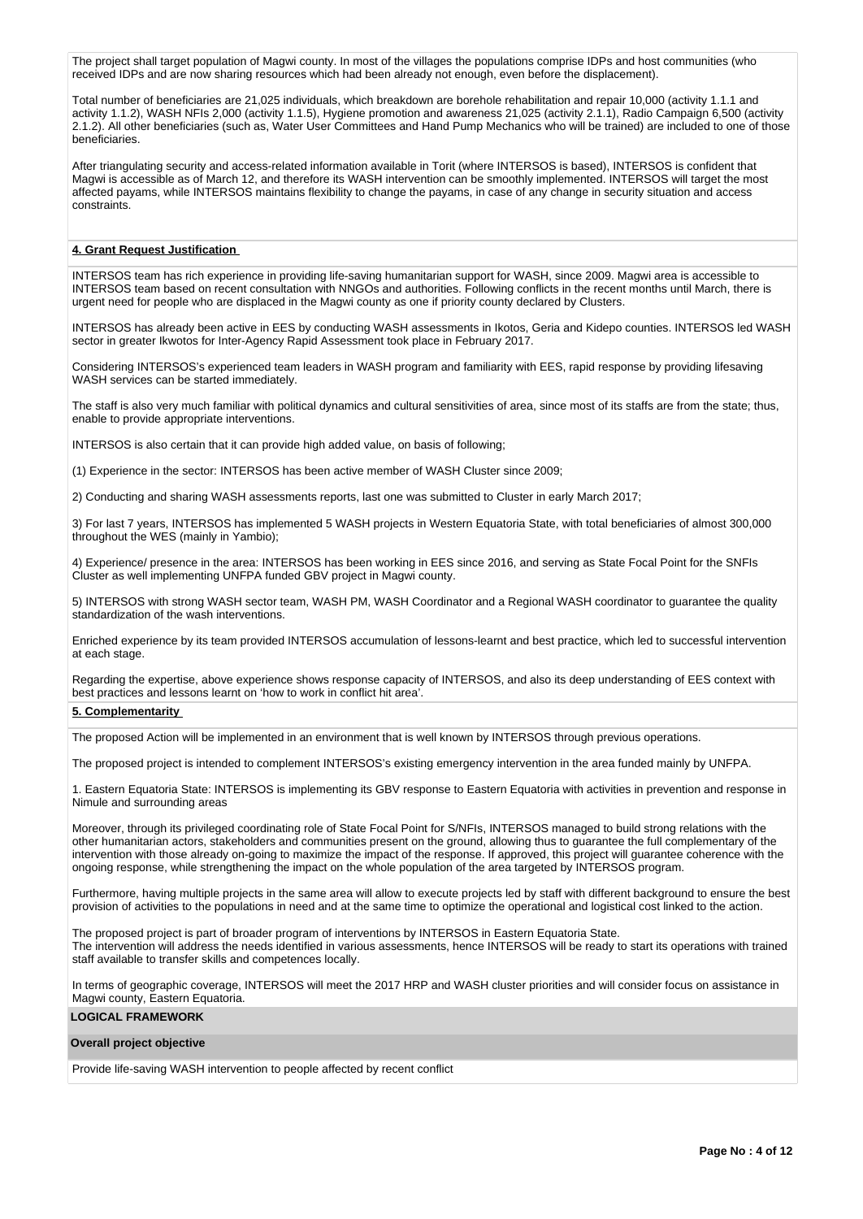The project shall target population of Magwi county. In most of the villages the populations comprise IDPs and host communities (who received IDPs and are now sharing resources which had been already not enough, even before the displacement).

Total number of beneficiaries are 21,025 individuals, which breakdown are borehole rehabilitation and repair 10,000 (activity 1.1.1 and activity 1.1.2), WASH NFIs 2,000 (activity 1.1.5), Hygiene promotion and awareness 21,025 (activity 2.1.1), Radio Campaign 6,500 (activity 2.1.2). All other beneficiaries (such as, Water User Committees and Hand Pump Mechanics who will be trained) are included to one of those beneficiaries.

After triangulating security and access-related information available in Torit (where INTERSOS is based), INTERSOS is confident that Magwi is accessible as of March 12, and therefore its WASH intervention can be smoothly implemented. INTERSOS will target the most affected payams, while INTERSOS maintains flexibility to change the payams, in case of any change in security situation and access constraints.

**4. Grant Request Justification**

INTERSOS team has rich experience in providing life-saving humanitarian support for WASH, since 2009. Magwi area is accessible to INTERSOS team based on recent consultation with NNGOs and authorities. Following conflicts in the recent months until March, there is urgent need for people who are displaced in the Magwi county as one if priority county declared by Clusters.

INTERSOS has already been active in EES by conducting WASH assessments in Ikotos, Geria and Kidepo counties. INTERSOS led WASH sector in greater Ikwotos for Inter-Agency Rapid Assessment took place in February 2017.

Considering INTERSOS's experienced team leaders in WASH program and familiarity with EES, rapid response by providing lifesaving WASH services can be started immediately.

The staff is also very much familiar with political dynamics and cultural sensitivities of area, since most of its staffs are from the state; thus, enable to provide appropriate interventions.

INTERSOS is also certain that it can provide high added value, on basis of following;

(1) Experience in the sector: INTERSOS has been active member of WASH Cluster since 2009;

2) Conducting and sharing WASH assessments reports, last one was submitted to Cluster in early March 2017;

3) For last 7 years, INTERSOS has implemented 5 WASH projects in Western Equatoria State, with total beneficiaries of almost 300,000 throughout the WES (mainly in Yambio);

4) Experience/ presence in the area: INTERSOS has been working in EES since 2016, and serving as State Focal Point for the SNFIs Cluster as well implementing UNFPA funded GBV project in Magwi county.

5) INTERSOS with strong WASH sector team, WASH PM, WASH Coordinator and a Regional WASH coordinator to guarantee the quality standardization of the wash interventions.

Enriched experience by its team provided INTERSOS accumulation of lessons-learnt and best practice, which led to successful intervention at each stage.

Regarding the expertise, above experience shows response capacity of INTERSOS, and also its deep understanding of EES context with best practices and lessons learnt on 'how to work in conflict hit area'.

**5. Complementarity**

The proposed Action will be implemented in an environment that is well known by INTERSOS through previous operations.

The proposed project is intended to complement INTERSOS's existing emergency intervention in the area funded mainly by UNFPA.

1. Eastern Equatoria State: INTERSOS is implementing its GBV response to Eastern Equatoria with activities in prevention and response in Nimule and surrounding areas

Moreover, through its privileged coordinating role of State Focal Point for S/NFIs, INTERSOS managed to build strong relations with the other humanitarian actors, stakeholders and communities present on the ground, allowing thus to guarantee the full complementary of the intervention with those already on-going to maximize the impact of the response. If approved, this project will guarantee coherence with the ongoing response, while strengthening the impact on the whole population of the area targeted by INTERSOS program.

Furthermore, having multiple projects in the same area will allow to execute projects led by staff with different background to ensure the best provision of activities to the populations in need and at the same time to optimize the operational and logistical cost linked to the action.

The proposed project is part of broader program of interventions by INTERSOS in Eastern Equatoria State.
The intervention will address the needs identified in various assessments, hence INTERSOS will be ready to start its operations with trained staff available to transfer skills and competences locally.

In terms of geographic coverage, INTERSOS will meet the 2017 HRP and WASH cluster priorities and will consider focus on assistance in Magwi county, Eastern Equatoria.

## LOGICAL FRAMEWORK

**Overall project objective**

Provide life-saving WASH intervention to people affected by recent conflict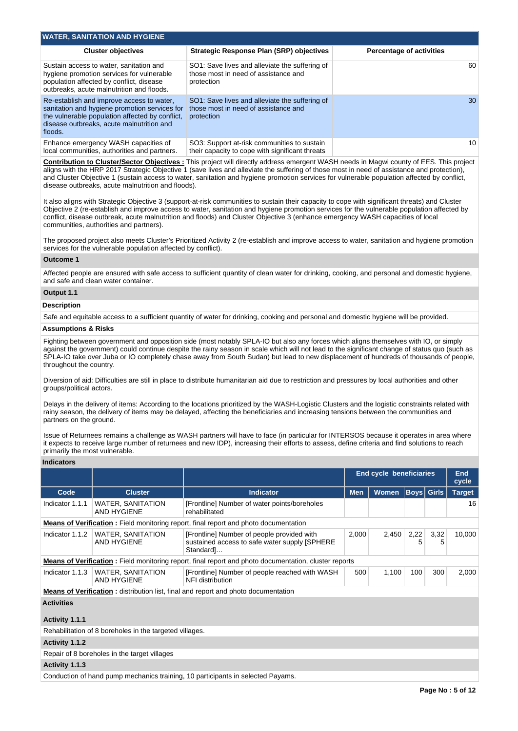## WATER, SANITATION AND HYGIENE

| Cluster objectives | Strategic Response Plan (SRP) objectives | Percentage of activities |
|---|---|---|
| Sustain access to water, sanitation and hygiene promotion services for vulnerable population affected by conflict, disease outbreaks, acute malnutrition and floods. | SO1: Save lives and alleviate the suffering of those most in need of assistance and protection | 60 |
| Re-establish and improve access to water, sanitation and hygiene promotion services for the vulnerable population affected by conflict, disease outbreaks, acute malnutrition and floods. | SO1: Save lives and alleviate the suffering of those most in need of assistance and protection | 30 |
| Enhance emergency WASH capacities of local communities, authorities and partners. | SO3: Support at-risk communities to sustain their capacity to cope with significant threats | 10 |

**Contribution to Cluster/Sector Objectives :** This project will directly address emergent WASH needs in Magwi county of EES. This project aligns with the HRP 2017 Strategic Objective 1 (save lives and alleviate the suffering of those most in need of assistance and protection), and Cluster Objective 1 (sustain access to water, sanitation and hygiene promotion services for vulnerable population affected by conflict, disease outbreaks, acute malnutrition and floods).

It also aligns with Strategic Objective 3 (support-at-risk communities to sustain their capacity to cope with significant threats) and Cluster Objective 2 (re-establish and improve access to water, sanitation and hygiene promotion services for the vulnerable population affected by conflict, disease outbreak, acute malnutrition and floods) and Cluster Objective 3 (enhance emergency WASH capacities of local communities, authorities and partners).

The proposed project also meets Cluster's Prioritized Activity 2 (re-establish and improve access to water, sanitation and hygiene promotion services for the vulnerable population affected by conflict).

**Outcome 1**

Affected people are ensured with safe access to sufficient quantity of clean water for drinking, cooking, and personal and domestic hygiene, and safe and clean water container.

**Output 1.1**

**Description**

Safe and equitable access to a sufficient quantity of water for drinking, cooking and personal and domestic hygiene will be provided.

**Assumptions & Risks**

Fighting between government and opposition side (most notably SPLA-IO but also any forces which aligns themselves with IO, or simply against the government) could continue despite the rainy season in scale which will not lead to the significant change of status quo (such as SPLA-IO take over Juba or IO completely chase away from South Sudan) but lead to new displacement of hundreds of thousands of people, throughout the country.

Diversion of aid: Difficulties are still in place to distribute humanitarian aid due to restriction and pressures by local authorities and other groups/political actors.

Delays in the delivery of items: According to the locations prioritized by the WASH-Logistic Clusters and the logistic constraints related with rainy season, the delivery of items may be delayed, affecting the beneficiaries and increasing tensions between the communities and partners on the ground.

Issue of Returnees remains a challenge as WASH partners will have to face (in particular for INTERSOS because it operates in area where it expects to receive large number of returnees and new IDP), increasing their efforts to assess, define criteria and find solutions to reach primarily the most vulnerable.

**Indicators**

| | | | End cycle beneficiaries | | | | End cycle |
|---|---|---|---|---|---|---|---|
| Code | Cluster | Indicator | Men | Women | Boys | Girls | Target |
| Indicator 1.1.1 | WATER, SANITATION AND HYGIENE | [Frontline] Number of water points/boreholes rehabilitated | | | | | 16 |
| **Means of Verification :** Field monitoring report, final report and photo documentation | | | | | | | |
| Indicator 1.1.2 | WATER, SANITATION AND HYGIENE | [Frontline] Number of people provided with sustained access to safe water supply [SPHERE Standard]… | 2,000 | 2,450 | 2,225 | 3,325 | 10,000 |
| **Means of Verification :** Field monitoring report, final report and photo documentation, cluster reports | | | | | | | |
| Indicator 1.1.3 | WATER, SANITATION AND HYGIENE | [Frontline] Number of people reached with WASH NFI distribution | 500 | 1,100 | 100 | 300 | 2,000 |
| **Means of Verification :** distribution list, final and report and photo documentation | | | | | | | |

**Activities**

**Activity 1.1.1**

Rehabilitation of 8 boreholes in the targeted villages.

**Activity 1.1.2**

Repair of 8 boreholes in the target villages

**Activity 1.1.3**

Conduction of hand pump mechanics training, 10 participants in selected Payams.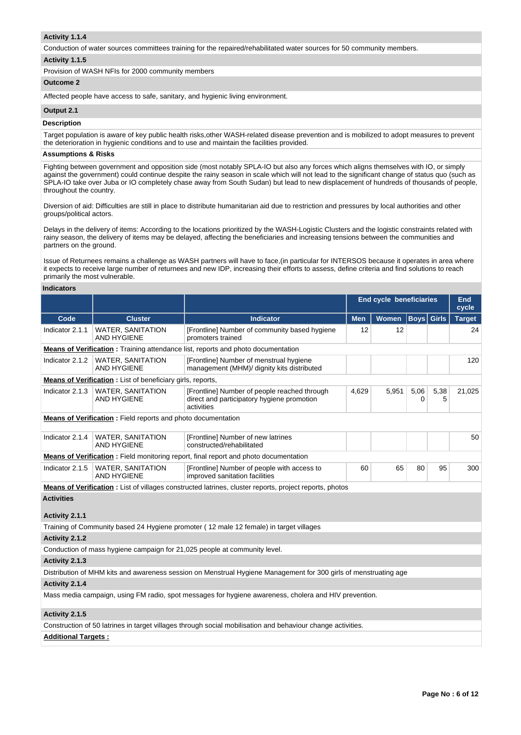### Activity 1.1.4

Conduction of water sources committees training for the repaired/rehabilitated water sources for 50 community members.

### Activity 1.1.5

Provision of WASH NFIs for 2000 community members

### Outcome 2

Affected people have access to safe, sanitary, and hygienic living environment.

### Output 2.1

#### Description

Target population is aware of key public health risks,other WASH-related disease prevention and is mobilized to adopt measures to prevent the deterioration in hygienic conditions and to use and maintain the facilities provided.

#### Assumptions & Risks

Fighting between government and opposition side (most notably SPLA-IO but also any forces which aligns themselves with IO, or simply against the government) could continue despite the rainy season in scale which will not lead to the significant change of status quo (such as SPLA-IO take over Juba or IO completely chase away from South Sudan) but lead to new displacement of hundreds of thousands of people, throughout the country.

Diversion of aid: Difficulties are still in place to distribute humanitarian aid due to restriction and pressures by local authorities and other groups/political actors.

Delays in the delivery of items: According to the locations prioritized by the WASH-Logistic Clusters and the logistic constraints related with rainy season, the delivery of items may be delayed, affecting the beneficiaries and increasing tensions between the communities and partners on the ground.

Issue of Returnees remains a challenge as WASH partners will have to face,(in particular for INTERSOS because it operates in area where it expects to receive large number of returnees and new IDP, increasing their efforts to assess, define criteria and find solutions to reach primarily the most vulnerable.

#### Indicators

| | | | End cycle beneficiaries | | | | End cycle |
|---|---|---|---|---|---|---|---|
| **Code** | **Cluster** | **Indicator** | **Men** | **Women** | **Boys** | **Girls** | **Target** |
| Indicator 2.1.1 | WATER, SANITATION AND HYGIENE | [Frontline] Number of community based hygiene promoters trained | 12 | 12 | | | 24 |
| **Means of Verification :** Training attendance list, reports and photo documentation | | | | | | | |
| Indicator 2.1.2 | WATER, SANITATION AND HYGIENE | [Frontline] Number of menstrual hygiene management (MHM)/ dignity kits distributed | | | | | 120 |
| **Means of Verification :** List of beneficiary girls, reports, | | | | | | | |
| Indicator 2.1.3 | WATER, SANITATION AND HYGIENE | [Frontline] Number of people reached through direct and participatory hygiene promotion activities | 4,629 | 5,951 | 5,060 | 5,385 | 21,025 |
| **Means of Verification :** Field reports and photo documentation | | | | | | | |
| Indicator 2.1.4 | WATER, SANITATION AND HYGIENE | [Frontline] Number of new latrines constructed/rehabilitated | | | | | 50 |
| **Means of Verification :** Field monitoring report, final report and photo documentation | | | | | | | |
| Indicator 2.1.5 | WATER, SANITATION AND HYGIENE | [Frontline] Number of people with access to improved sanitation facilities | 60 | 65 | 80 | 95 | 300 |
| **Means of Verification :** List of villages constructed latrines, cluster reports, project reports, photos | | | | | | | |

#### Activities

### Activity 2.1.1

Training of Community based 24 Hygiene promoter ( 12 male 12 female) in target villages

### Activity 2.1.2

Conduction of mass hygiene campaign for 21,025 people at community level.

### Activity 2.1.3

Distribution of MHM kits and awareness session on Menstrual Hygiene Management for 300 girls of menstruating age

### Activity 2.1.4

Mass media campaign, using FM radio, spot messages for hygiene awareness, cholera and HIV prevention.

### Activity 2.1.5

Construction of 50 latrines in target villages through social mobilisation and behaviour change activities.

**Additional Targets :**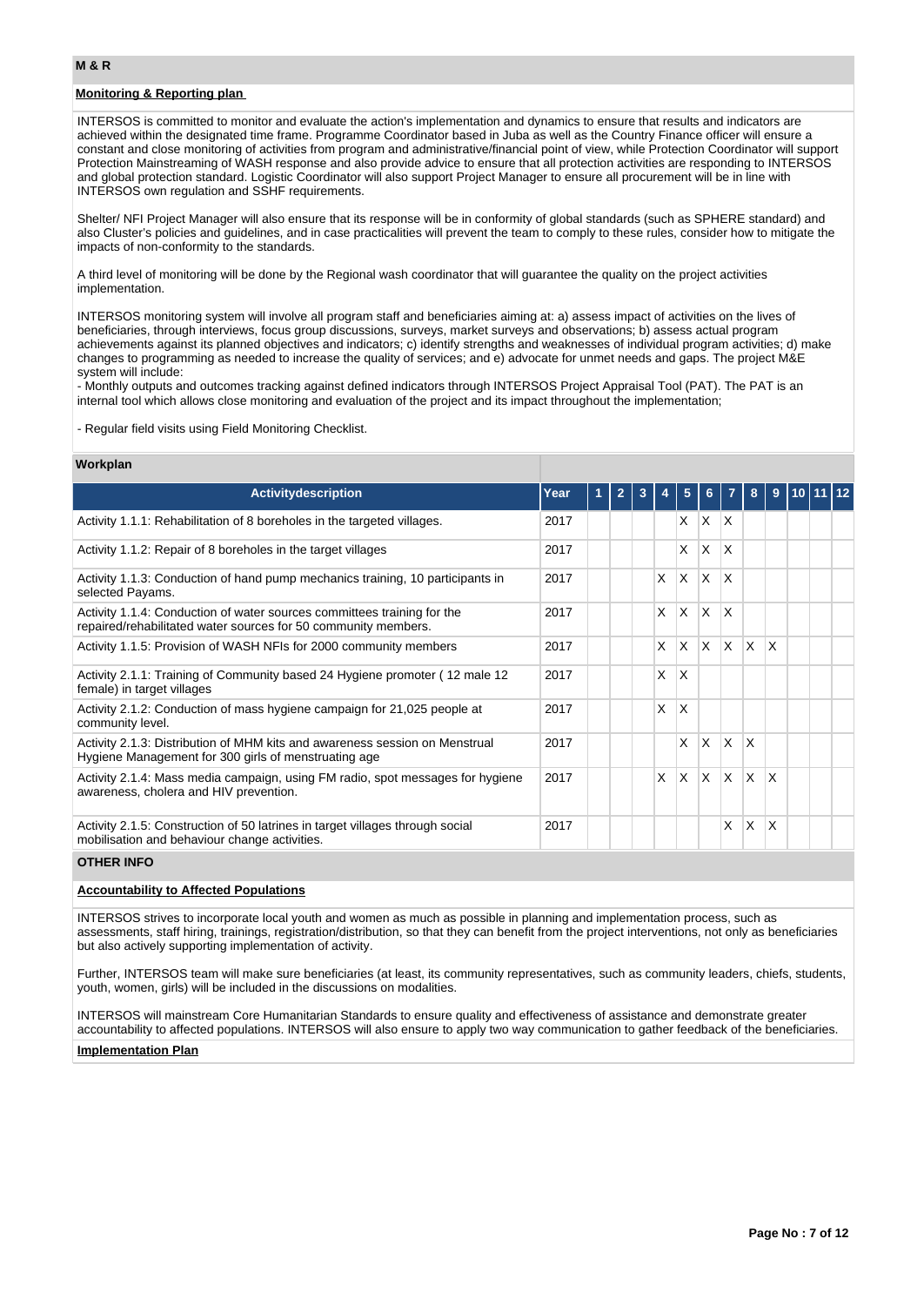## M & R

### Monitoring & Reporting plan

INTERSOS is committed to monitor and evaluate the action's implementation and dynamics to ensure that results and indicators are achieved within the designated time frame. Programme Coordinator based in Juba as well as the Country Finance officer will ensure a constant and close monitoring of activities from program and administrative/financial point of view, while Protection Coordinator will support Protection Mainstreaming of WASH response and also provide advice to ensure that all protection activities are responding to INTERSOS and global protection standard. Logistic Coordinator will also support Project Manager to ensure all procurement will be in line with INTERSOS own regulation and SSHF requirements.

Shelter/ NFI Project Manager will also ensure that its response will be in conformity of global standards (such as SPHERE standard) and also Cluster's policies and guidelines, and in case practicalities will prevent the team to comply to these rules, consider how to mitigate the impacts of non-conformity to the standards.

A third level of monitoring will be done by the Regional wash coordinator that will guarantee the quality on the project activities implementation.

INTERSOS monitoring system will involve all program staff and beneficiaries aiming at: a) assess impact of activities on the lives of beneficiaries, through interviews, focus group discussions, surveys, market surveys and observations; b) assess actual program achievements against its planned objectives and indicators; c) identify strengths and weaknesses of individual program activities; d) make changes to programming as needed to increase the quality of services; and e) advocate for unmet needs and gaps. The project M&E system will include:
- Monthly outputs and outcomes tracking against defined indicators through INTERSOS Project Appraisal Tool (PAT). The PAT is an internal tool which allows close monitoring and evaluation of the project and its impact throughout the implementation;

- Regular field visits using Field Monitoring Checklist.

### Workplan

| Activitydescription | Year | 1 | 2 | 3 | 4 | 5 | 6 | 7 | 8 | 9 | 10 | 11 | 12 |
|---|---|---|---|---|---|---|---|---|---|---|---|---|---|
| Activity 1.1.1: Rehabilitation of 8 boreholes in the targeted villages. | 2017 | | | | | X | X | X | | | | | |
| Activity 1.1.2: Repair of 8 boreholes in the target villages | 2017 | | | | | X | X | X | | | | | |
| Activity 1.1.3: Conduction of hand pump mechanics training, 10 participants in selected Payams. | 2017 | | | | X | X | X | X | | | | | |
| Activity 1.1.4: Conduction of water sources committees training for the repaired/rehabilitated water sources for 50 community members. | 2017 | | | | X | X | X | X | | | | | |
| Activity 1.1.5: Provision of WASH NFIs for 2000 community members | 2017 | | | | X | X | X | X | X | X | | | |
| Activity 2.1.1: Training of Community based 24 Hygiene promoter ( 12 male 12 female) in target villages | 2017 | | | | X | X | | | | | | | |
| Activity 2.1.2: Conduction of mass hygiene campaign for 21,025 people at community level. | 2017 | | | | X | X | | | | | | | |
| Activity 2.1.3: Distribution of MHM kits and awareness session on Menstrual Hygiene Management for 300 girls of menstruating age | 2017 | | | | | X | X | X | X | | | | |
| Activity 2.1.4: Mass media campaign, using FM radio, spot messages for hygiene awareness, cholera and HIV prevention. | 2017 | | | | X | X | X | X | X | X | | | |
| Activity 2.1.5: Construction of 50 latrines in target villages through social mobilisation and behaviour change activities. | 2017 | | | | | | | X | X | X | | | |

## OTHER INFO

### Accountability to Affected Populations

INTERSOS strives to incorporate local youth and women as much as possible in planning and implementation process, such as assessments, staff hiring, trainings, registration/distribution, so that they can benefit from the project interventions, not only as beneficiaries but also actively supporting implementation of activity.

Further, INTERSOS team will make sure beneficiaries (at least, its community representatives, such as community leaders, chiefs, students, youth, women, girls) will be included in the discussions on modalities.

INTERSOS will mainstream Core Humanitarian Standards to ensure quality and effectiveness of assistance and demonstrate greater accountability to affected populations. INTERSOS will also ensure to apply two way communication to gather feedback of the beneficiaries.

### Implementation Plan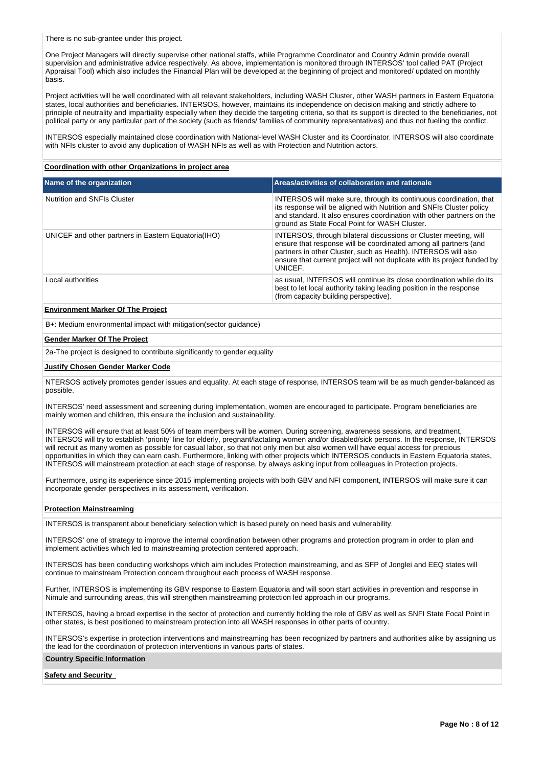There is no sub-grantee under this project.

One Project Managers will directly supervise other national staffs, while Programme Coordinator and Country Admin provide overall supervision and administrative advice respectively. As above, implementation is monitored through INTERSOS' tool called PAT (Project Appraisal Tool) which also includes the Financial Plan will be developed at the beginning of project and monitored/ updated on monthly basis.

Project activities will be well coordinated with all relevant stakeholders, including WASH Cluster, other WASH partners in Eastern Equatoria states, local authorities and beneficiaries. INTERSOS, however, maintains its independence on decision making and strictly adhere to principle of neutrality and impartiality especially when they decide the targeting criteria, so that its support is directed to the beneficiaries, not political party or any particular part of the society (such as friends/ families of community representatives) and thus not fueling the conflict.

INTERSOS especially maintained close coordination with National-level WASH Cluster and its Coordinator. INTERSOS will also coordinate with NFIs cluster to avoid any duplication of WASH NFIs as well as with Protection and Nutrition actors.

**Coordination with other Organizations in project area**

| Name of the organization | Areas/activities of collaboration and rationale |
| --- | --- |
| Nutrition and SNFIs Cluster | INTERSOS will make sure, through its continuous coordination, that its response will be aligned with Nutrition and SNFIs Cluster policy and standard. It also ensures coordination with other partners on the ground as State Focal Point for WASH Cluster. |
| UNICEF and other partners in Eastern Equatoria(IHO) | INTERSOS, through bilateral discussions or Cluster meeting, will ensure that response will be coordinated among all partners (and partners in other Cluster, such as Health). INTERSOS will also ensure that current project will not duplicate with its project funded by UNICEF. |
| Local authorities | as usual, INTERSOS will continue its close coordination while do its best to let local authority taking leading position in the response (from capacity building perspective). |

**Environment Marker Of The Project**

B+: Medium environmental impact with mitigation(sector guidance)

**Gender Marker Of The Project**

2a-The project is designed to contribute significantly to gender equality

**Justify Chosen Gender Marker Code**

NTERSOS actively promotes gender issues and equality. At each stage of response, INTERSOS team will be as much gender-balanced as possible.

INTERSOS' need assessment and screening during implementation, women are encouraged to participate. Program beneficiaries are mainly women and children, this ensure the inclusion and sustainability.

INTERSOS will ensure that at least 50% of team members will be women. During screening, awareness sessions, and treatment, INTERSOS will try to establish 'priority' line for elderly, pregnant/lactating women and/or disabled/sick persons. In the response, INTERSOS will recruit as many women as possible for casual labor, so that not only men but also women will have equal access for precious opportunities in which they can earn cash. Furthermore, linking with other projects which INTERSOS conducts in Eastern Equatoria states, INTERSOS will mainstream protection at each stage of response, by always asking input from colleagues in Protection projects.

Furthermore, using its experience since 2015 implementing projects with both GBV and NFI component, INTERSOS will make sure it can incorporate gender perspectives in its assessment, verification.

**Protection Mainstreaming**

INTERSOS is transparent about beneficiary selection which is based purely on need basis and vulnerability.

INTERSOS' one of strategy to improve the internal coordination between other programs and protection program in order to plan and implement activities which led to mainstreaming protection centered approach.

INTERSOS has been conducting workshops which aim includes Protection mainstreaming, and as SFP of Jonglei and EEQ states will continue to mainstream Protection concern throughout each process of WASH response.

Further, INTERSOS is implementing its GBV response to Eastern Equatoria and will soon start activities in prevention and response in Nimule and surrounding areas, this will strengthen mainstreaming protection led approach in our programs.

INTERSOS, having a broad expertise in the sector of protection and currently holding the role of GBV as well as SNFI State Focal Point in other states, is best positioned to mainstream protection into all WASH responses in other parts of country.

INTERSOS's expertise in protection interventions and mainstreaming has been recognized by partners and authorities alike by assigning us the lead for the coordination of protection interventions in various parts of states.

**Country Specific Information**

**Safety and Security**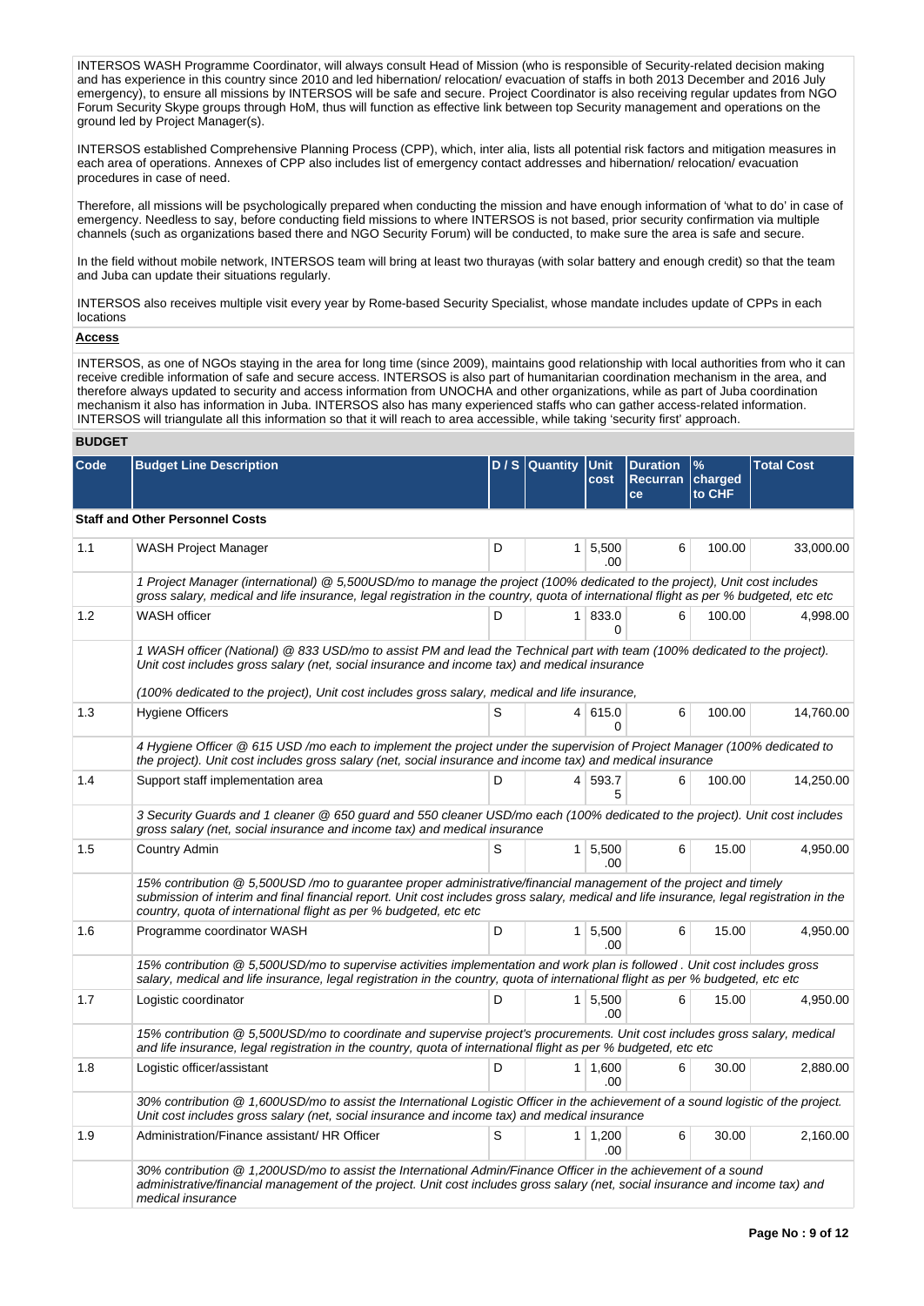INTERSOS WASH Programme Coordinator, will always consult Head of Mission (who is responsible of Security-related decision making and has experience in this country since 2010 and led hibernation/ relocation/ evacuation of staffs in both 2013 December and 2016 July emergency), to ensure all missions by INTERSOS will be safe and secure. Project Coordinator is also receiving regular updates from NGO Forum Security Skype groups through HoM, thus will function as effective link between top Security management and operations on the ground led by Project Manager(s).

INTERSOS established Comprehensive Planning Process (CPP), which, inter alia, lists all potential risk factors and mitigation measures in each area of operations. Annexes of CPP also includes list of emergency contact addresses and hibernation/ relocation/ evacuation procedures in case of need.

Therefore, all missions will be psychologically prepared when conducting the mission and have enough information of 'what to do' in case of emergency. Needless to say, before conducting field missions to where INTERSOS is not based, prior security confirmation via multiple channels (such as organizations based there and NGO Security Forum) will be conducted, to make sure the area is safe and secure.

In the field without mobile network, INTERSOS team will bring at least two thurayas (with solar battery and enough credit) so that the team and Juba can update their situations regularly.

INTERSOS also receives multiple visit every year by Rome-based Security Specialist, whose mandate includes update of CPPs in each locations

**Access**

INTERSOS, as one of NGOs staying in the area for long time (since 2009), maintains good relationship with local authorities from who it can receive credible information of safe and secure access. INTERSOS is also part of humanitarian coordination mechanism in the area, and therefore always updated to security and access information from UNOCHA and other organizations, while as part of Juba coordination mechanism it also has information in Juba. INTERSOS also has many experienced staffs who can gather access-related information. INTERSOS will triangulate all this information so that it will reach to area accessible, while taking 'security first' approach.

## BUDGET

| Code | Budget Line Description | D / S | Quantity | Unit cost | Duration Recurrance | % charged to CHF | Total Cost |
|---|---|---|---|---|---|---|---|
| **Staff and Other Personnel Costs** | | | | | | | |
| 1.1 | WASH Project Manager | D | 1 | 5,500.00 | 6 | 100.00 | 33,000.00 |
| | *1 Project Manager (international) @ 5,500USD/mo to manage the project (100% dedicated to the project), Unit cost includes gross salary, medical and life insurance, legal registration in the country, quota of international flight as per % budgeted, etc etc* | | | | | | |
| 1.2 | WASH officer | D | 1 | 833.00 | 6 | 100.00 | 4,998.00 |
| | *1 WASH officer (National) @ 833 USD/mo to assist PM and lead the Technical part with team (100% dedicated to the project). Unit cost includes gross salary (net, social insurance and income tax) and medical insurance (100% dedicated to the project), Unit cost includes gross salary, medical and life insurance,* | | | | | | |
| 1.3 | Hygiene Officers | S | 4 | 615.00 | 6 | 100.00 | 14,760.00 |
| | *4 Hygiene Officer @ 615 USD /mo each to implement the project under the supervision of Project Manager (100% dedicated to the project). Unit cost includes gross salary (net, social insurance and income tax) and medical insurance* | | | | | | |
| 1.4 | Support staff implementation area | D | 4 | 593.75 | 6 | 100.00 | 14,250.00 |
| | *3 Security Guards and 1 cleaner @ 650 guard and 550 cleaner USD/mo each (100% dedicated to the project). Unit cost includes gross salary (net, social insurance and income tax) and medical insurance* | | | | | | |
| 1.5 | Country Admin | S | 1 | 5,500.00 | 6 | 15.00 | 4,950.00 |
| | *15% contribution @ 5,500USD /mo to guarantee proper administrative/financial management of the project and timely submission of interim and final financial report. Unit cost includes gross salary, medical and life insurance, legal registration in the country, quota of international flight as per % budgeted, etc etc* | | | | | | |
| 1.6 | Programme coordinator WASH | D | 1 | 5,500.00 | 6 | 15.00 | 4,950.00 |
| | *15% contribution @ 5,500USD/mo to supervise activities implementation and work plan is followed . Unit cost includes gross salary, medical and life insurance, legal registration in the country, quota of international flight as per % budgeted, etc etc* | | | | | | |
| 1.7 | Logistic coordinator | D | 1 | 5,500.00 | 6 | 15.00 | 4,950.00 |
| | *15% contribution @ 5,500USD/mo to coordinate and supervise project's procurements. Unit cost includes gross salary, medical and life insurance, legal registration in the country, quota of international flight as per % budgeted, etc etc* | | | | | | |
| 1.8 | Logistic officer/assistant | D | 1 | 1,600.00 | 6 | 30.00 | 2,880.00 |
| | *30% contribution @ 1,600USD/mo to assist the International Logistic Officer in the achievement of a sound logistic of the project. Unit cost includes gross salary (net, social insurance and income tax) and medical insurance* | | | | | | |
| 1.9 | Administration/Finance assistant/ HR Officer | S | 1 | 1,200.00 | 6 | 30.00 | 2,160.00 |
| | *30% contribution @ 1,200USD/mo to assist the International Admin/Finance Officer in the achievement of a sound administrative/financial management of the project. Unit cost includes gross salary (net, social insurance and income tax) and medical insurance* | | | | | | |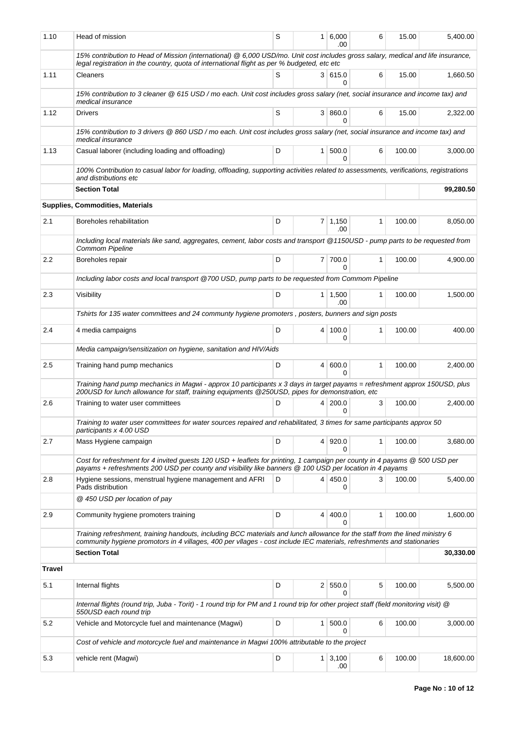| | | | | | | | |
|---|---|---|---|---|---|---|---|
| 1.10 | Head of mission | S | 1 | 6,000.00 | 6 | 15.00 | 5,400.00 |
| | *15% contribution to Head of Mission (international) @ 6,000 USD/mo. Unit cost includes gross salary, medical and life insurance, legal registration in the country, quota of international flight as per % budgeted, etc etc* | | | | | | |
| 1.11 | Cleaners | S | 3 | 615.00 | 6 | 15.00 | 1,660.50 |
| | *15% contribution to 3 cleaner @ 615 USD / mo each. Unit cost includes gross salary (net, social insurance and income tax) and medical insurance* | | | | | | |
| 1.12 | Drivers | S | 3 | 860.00 | 6 | 15.00 | 2,322.00 |
| | *15% contribution to 3 drivers @ 860 USD / mo each. Unit cost includes gross salary (net, social insurance and income tax) and medical insurance* | | | | | | |
| 1.13 | Casual laborer (including loading and offloading) | D | 1 | 500.00 | 6 | 100.00 | 3,000.00 |
| | *100% Contribution to casual labor for loading, offloading, supporting activities related to assessments, verifications, registrations and distributions etc* | | | | | | |
| | **Section Total** | | | | | | **99,280.50** |
| **Supplies, Commodities, Materials** | | | | | | | |
| 2.1 | Boreholes rehabilitation | D | 7 | 1,150.00 | 1 | 100.00 | 8,050.00 |
| | *Including local materials like sand, aggregates, cement, labor costs and transport @1150USD - pump parts to be requested from Commom Pipeline* | | | | | | |
| 2.2 | Boreholes repair | D | 7 | 700.00 | 1 | 100.00 | 4,900.00 |
| | *Including labor costs and local transport @700 USD, pump parts to be requested from Commom Pipeline* | | | | | | |
| 2.3 | Visibility | D | 1 | 1,500.00 | 1 | 100.00 | 1,500.00 |
| | *Tshirts for 135 water committees and 24 communty hygiene promoters , posters, bunners and sign posts* | | | | | | |
| 2.4 | 4 media campaigns | D | 4 | 100.00 | 1 | 100.00 | 400.00 |
| | *Media campaign/sensitization on hygiene, sanitation and HIV/Aids* | | | | | | |
| 2.5 | Training hand pump mechanics | D | 4 | 600.00 | 1 | 100.00 | 2,400.00 |
| | *Training hand pump mechanics in Magwi - approx 10 participants x 3 days in target payams = refreshment approx 150USD, plus 200USD for lunch allowance for staff, training equipments @250USD, pipes for demonstration, etc* | | | | | | |
| 2.6 | Training to water user committees | D | 4 | 200.00 | 3 | 100.00 | 2,400.00 |
| | *Training to water user committees for water sources repaired and rehabilitated, 3 times for same participants approx 50 participants x 4.00 USD* | | | | | | |
| 2.7 | Mass Hygiene campaign | D | 4 | 920.00 | 1 | 100.00 | 3,680.00 |
| | *Cost for refreshment for 4 invited guests 120 USD + leaflets for printing, 1 campaign per county in 4 payams @ 500 USD per payams + refreshments 200 USD per county and visibility like banners @ 100 USD per location in 4 payams* | | | | | | |
| 2.8 | Hygiene sessions, menstrual hygiene management and AFRI Pads distribution | D | 4 | 450.00 | 3 | 100.00 | 5,400.00 |
| | *@ 450 USD per location of pay* | | | | | | |
| 2.9 | Community hygiene promoters training | D | 4 | 400.00 | 1 | 100.00 | 1,600.00 |
| | *Training refreshment, training handouts, including BCC materials and lunch allowance for the staff from the lined ministry 6 community hygiene promotors in 4 villages, 400 per vllages - cost include IEC materials, refreshments and stationaries* | | | | | | |
| | **Section Total** | | | | | | **30,330.00** |
| **Travel** | | | | | | | |
| 5.1 | Internal flights | D | 2 | 550.00 | 5 | 100.00 | 5,500.00 |
| | *Internal flights (round trip, Juba - Torit) - 1 round trip for PM and 1 round trip for other project staff (field monitoring visit) @ 550USD each round trip* | | | | | | |
| 5.2 | Vehicle and Motorcycle fuel and maintenance (Magwi) | D | 1 | 500.00 | 6 | 100.00 | 3,000.00 |
| | *Cost of vehicle and motorcycle fuel and maintenance in Magwi 100% attributable to the project* | | | | | | |
| 5.3 | vehicle rent (Magwi) | D | 1 | 3,100.00 | 6 | 100.00 | 18,600.00 |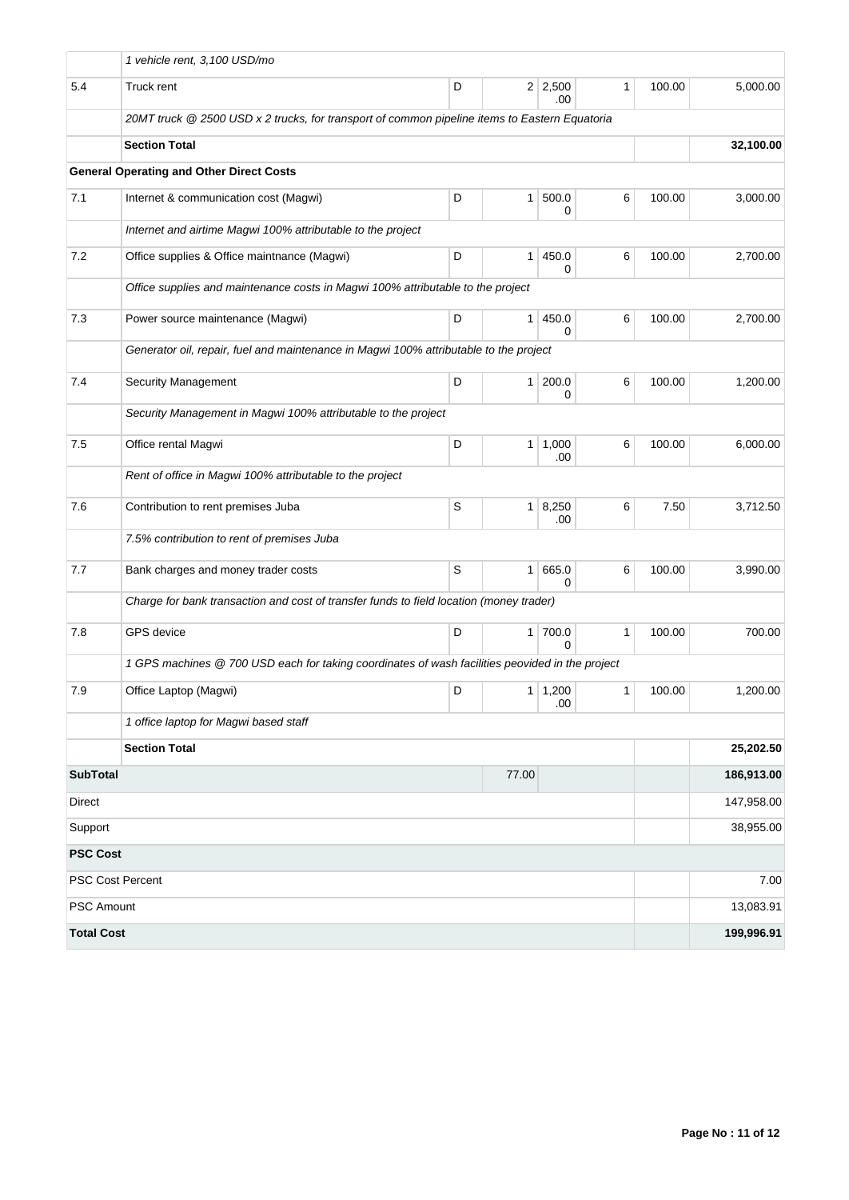| | | | | | | | |
|---|---|---|---|---|---|---|---|
| | *1 vehicle rent, 3,100 USD/mo* | | | | | | |
| 5.4 | Truck rent | D | 2 | 2,500.00 | 1 | 100.00 | 5,000.00 |
| | *20MT truck @ 2500 USD x 2 trucks, for transport of common pipeline items to Eastern Equatoria* | | | | | | |
| | **Section Total** | | | | | | **32,100.00** |
| | **General Operating and Other Direct Costs** | | | | | | |
| 7.1 | Internet & communication cost (Magwi) | D | 1 | 500.00 | 6 | 100.00 | 3,000.00 |
| | *Internet and airtime Magwi 100% attributable to the project* | | | | | | |
| 7.2 | Office supplies & Office maintnance (Magwi) | D | 1 | 450.00 | 6 | 100.00 | 2,700.00 |
| | *Office supplies and maintenance costs in Magwi 100% attributable to the project* | | | | | | |
| 7.3 | Power source maintenance (Magwi) | D | 1 | 450.00 | 6 | 100.00 | 2,700.00 |
| | *Generator oil, repair, fuel and maintenance in Magwi 100% attributable to the project* | | | | | | |
| 7.4 | Security Management | D | 1 | 200.00 | 6 | 100.00 | 1,200.00 |
| | *Security Management in Magwi 100% attributable to the project* | | | | | | |
| 7.5 | Office rental Magwi | D | 1 | 1,000.00 | 6 | 100.00 | 6,000.00 |
| | *Rent of office in Magwi 100% attributable to the project* | | | | | | |
| 7.6 | Contribution to rent premises Juba | S | 1 | 8,250.00 | 6 | 7.50 | 3,712.50 |
| | *7.5% contribution to rent of premises Juba* | | | | | | |
| 7.7 | Bank charges and money trader costs | S | 1 | 665.00 | 6 | 100.00 | 3,990.00 |
| | *Charge for bank transaction and cost of transfer funds to field location (money trader)* | | | | | | |
| 7.8 | GPS device | D | 1 | 700.00 | 1 | 100.00 | 700.00 |
| | *1 GPS machines @ 700 USD each for taking coordinates of wash facilities peovided in the project* | | | | | | |
| 7.9 | Office Laptop (Magwi) | D | 1 | 1,200.00 | 1 | 100.00 | 1,200.00 |
| | *1 office laptop for Magwi based staff* | | | | | | |
| | **Section Total** | | | | | | **25,202.50** |
| **SubTotal** | | | 77.00 | | | | **186,913.00** |
| Direct | | | | | | | 147,958.00 |
| Support | | | | | | | 38,955.00 |
| **PSC Cost** | | | | | | | |
| PSC Cost Percent | | | | | | | 7.00 |
| PSC Amount | | | | | | | 13,083.91 |
| **Total Cost** | | | | | | | **199,996.91** |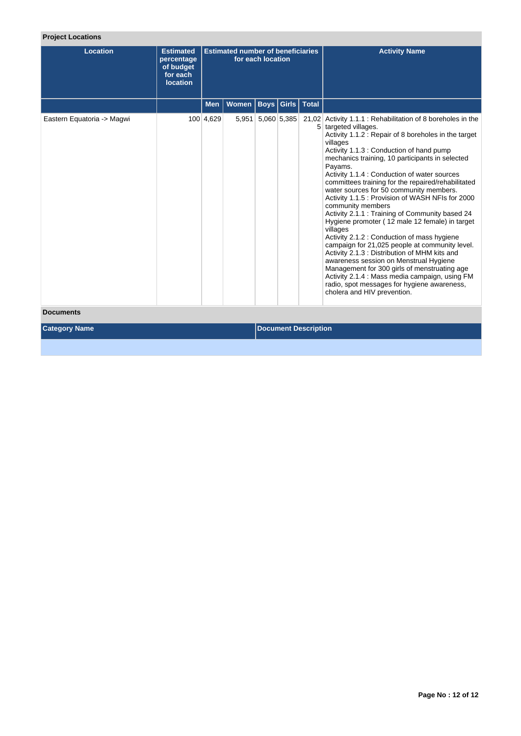### Project Locations

| Location | Estimated percentage of budget for each location | Estimated number of beneficiaries for each location | | | | | Activity Name |
|---|---|---|---|---|---|---|---|
| | | Men | Women | Boys | Girls | Total | |
| Eastern Equatoria -> Magwi | 100 | 4,629 | 5,951 | 5,060 | 5,385 | 21,025 | Activity 1.1.1 : Rehabilitation of 8 boreholes in the targeted villages.<br>Activity 1.1.2 : Repair of 8 boreholes in the target villages<br>Activity 1.1.3 : Conduction of hand pump mechanics training, 10 participants in selected Payams.<br>Activity 1.1.4 : Conduction of water sources committees training for the repaired/rehabilitated water sources for 50 community members.<br>Activity 1.1.5 : Provision of WASH NFIs for 2000 community members<br>Activity 2.1.1 : Training of Community based 24 Hygiene promoter ( 12 male 12 female) in target villages<br>Activity 2.1.2 : Conduction of mass hygiene campaign for 21,025 people at community level.<br>Activity 2.1.3 : Distribution of MHM kits and awareness session on Menstrual Hygiene Management for 300 girls of menstruating age<br>Activity 2.1.4 : Mass media campaign, using FM radio, spot messages for hygiene awareness, cholera and HIV prevention. |

### Documents

| Category Name | Document Description |
|---|---|
| | |